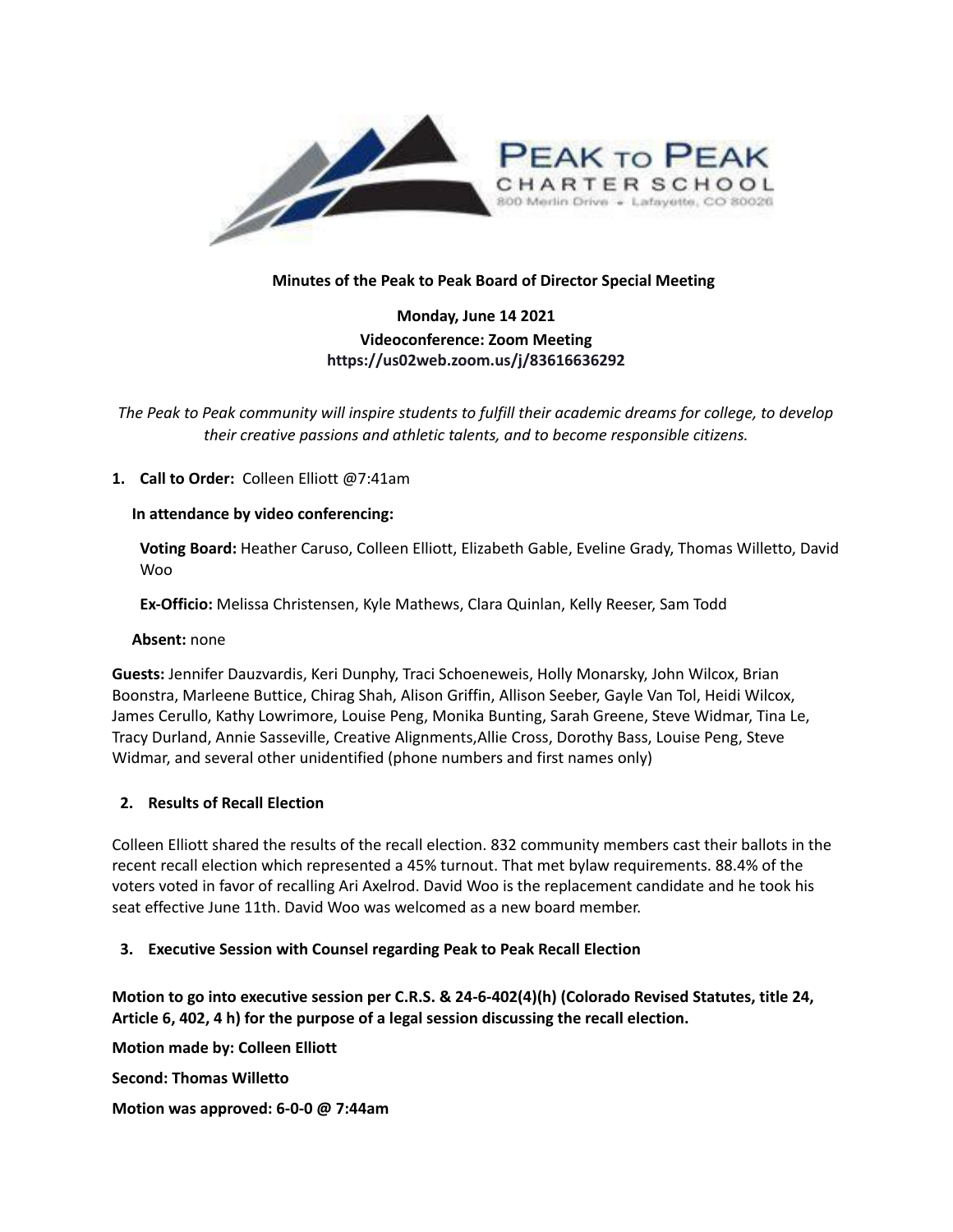PEAK TO PEAK
CHARTER SCHOOL
800 Merlin Drive • Lafayette, CO 80026

**Minutes of the Peak to Peak Board of Director Special Meeting**

**Monday, June 14 2021**
**Videoconference: Zoom Meeting**
**https://us02web.zoom.us/j/83616636292**

*The Peak to Peak community will inspire students to fulfill their academic dreams for college, to develop their creative passions and athletic talents, and to become responsible citizens.*

1. **Call to Order:** Colleen Elliott @7:41am

   **In attendance by video conferencing:**

   **Voting Board:** Heather Caruso, Colleen Elliott, Elizabeth Gable, Eveline Grady, Thomas Willetto, David Woo

   **Ex-Officio:** Melissa Christensen, Kyle Mathews, Clara Quinlan, Kelly Reeser, Sam Todd

   **Absent:** none

**Guests:** Jennifer Dauzvardis, Keri Dunphy, Traci Schoeneweis, Holly Monarsky, John Wilcox, Brian Boonstra, Marleene Buttice, Chirag Shah, Alison Griffin, Allison Seeber, Gayle Van Tol, Heidi Wilcox, James Cerullo, Kathy Lowrimore, Louise Peng, Monika Bunting, Sarah Greene, Steve Widmar, Tina Le, Tracy Durland, Annie Sasseville, Creative Alignments,Allie Cross, Dorothy Bass, Louise Peng, Steve Widmar, and several other unidentified (phone numbers and first names only)

2. **Results of Recall Election**

Colleen Elliott shared the results of the recall election. 832 community members cast their ballots in the recent recall election which represented a 45% turnout. That met bylaw requirements. 88.4% of the voters voted in favor of recalling Ari Axelrod. David Woo is the replacement candidate and he took his seat effective June 11th. David Woo was welcomed as a new board member.

3. **Executive Session with Counsel regarding Peak to Peak Recall Election**

**Motion to go into executive session per C.R.S. & 24-6-402(4)(h) (Colorado Revised Statutes, title 24, Article 6, 402, 4 h) for the purpose of a legal session discussing the recall election.**

**Motion made by: Colleen Elliott**

**Second: Thomas Willetto**

**Motion was approved: 6-0-0 @ 7:44am**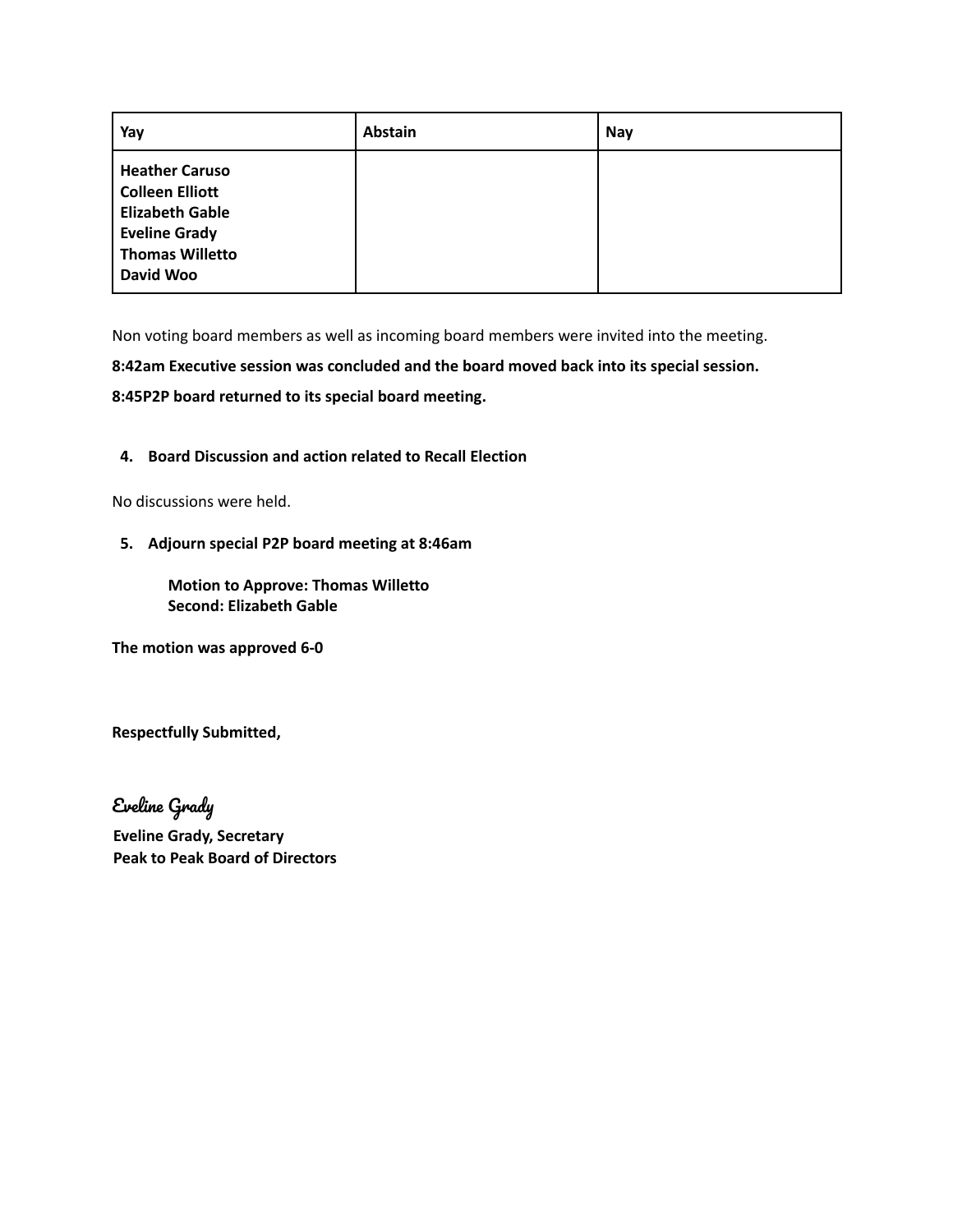| Yay | Abstain | Nay |
|---|---|---|
| **Heather Caruso**<br>**Colleen Elliott**<br>**Elizabeth Gable**<br>**Eveline Grady**<br>**Thomas Willetto**<br>**David Woo** | | |

Non voting board members as well as incoming board members were invited into the meeting.

**8:42am Executive session was concluded and the board moved back into its special session.**

**8:45P2P board returned to its special board meeting.**

4. **Board Discussion and action related to Recall Election**

No discussions were held.

5. **Adjourn special P2P board meeting at 8:46am**

   **Motion to Approve: Thomas Willetto**
   **Second: Elizabeth Gable**

**The motion was approved 6-0**

**Respectfully Submitted,**

Eveline Grady

**Eveline Grady, Secretary**
**Peak to Peak Board of Directors**